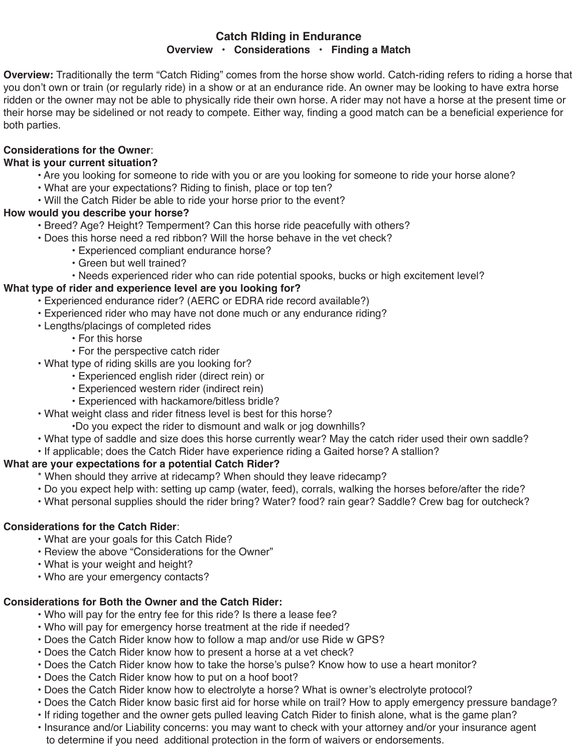# Catch RIding in Endurance

**Overview • Considerations • Finding a Match**

**Overview:** Traditionally the term "Catch Riding" comes from the horse show world. Catch-riding refers to riding a horse that you don't own or train (or regularly ride) in a show or at an endurance ride. An owner may be looking to have extra horse ridden or the owner may not be able to physically ride their own horse. A rider may not have a horse at the present time or their horse may be sidelined or not ready to compete. Either way, finding a good match can be a beneficial experience for both parties.

**Considerations for the Owner**:

**What is your current situation?**

- Are you looking for someone to ride with you or are you looking for someone to ride your horse alone?
- What are your expectations? Riding to finish, place or top ten?
- Will the Catch Rider be able to ride your horse prior to the event?

**How would you describe your horse?**

- Breed? Age? Height? Temperment? Can this horse ride peacefully with others?
- Does this horse need a red ribbon? Will the horse behave in the vet check?
    - Experienced compliant endurance horse?
    - Green but well trained?
    - Needs experienced rider who can ride potential spooks, bucks or high excitement level?

**What type of rider and experience level are you looking for?**

- Experienced endurance rider? (AERC or EDRA ride record available?)
- Experienced rider who may have not done much or any endurance riding?
- Lengths/placings of completed rides
    - For this horse
    - For the perspective catch rider
- What type of riding skills are you looking for?
    - Experienced english rider (direct rein) or
    - Experienced western rider (indirect rein)
    - Experienced with hackamore/bitless bridle?
- What weight class and rider fitness level is best for this horse?
    - Do you expect the rider to dismount and walk or jog downhills?
- What type of saddle and size does this horse currently wear? May the catch rider used their own saddle?
- If applicable; does the Catch Rider have experience riding a Gaited horse? A stallion?

**What are your expectations for a potential Catch Rider?**

- When should they arrive at ridecamp? When should they leave ridecamp?
- Do you expect help with: setting up camp (water, feed), corrals, walking the horses before/after the ride?
- What personal supplies should the rider bring? Water? food? rain gear? Saddle? Crew bag for outcheck?

**Considerations for the Catch Rider**:

- What are your goals for this Catch Ride?
- Review the above "Considerations for the Owner"
- What is your weight and height?
- Who are your emergency contacts?

**Considerations for Both the Owner and the Catch Rider:**

- Who will pay for the entry fee for this ride? Is there a lease fee?
- Who will pay for emergency horse treatment at the ride if needed?
- Does the Catch Rider know how to follow a map and/or use Ride w GPS?
- Does the Catch Rider know how to present a horse at a vet check?
- Does the Catch Rider know how to take the horse's pulse? Know how to use a heart monitor?
- Does the Catch Rider know how to put on a hoof boot?
- Does the Catch Rider know how to electrolyte a horse? What is owner's electrolyte protocol?
- Does the Catch Rider know basic first aid for horse while on trail? How to apply emergency pressure bandage?
- If riding together and the owner gets pulled leaving Catch Rider to finish alone, what is the game plan?
- Insurance and/or Liability concerns: you may want to check with your attorney and/or your insurance agent to determine if you need additional protection in the form of waivers or endorsements.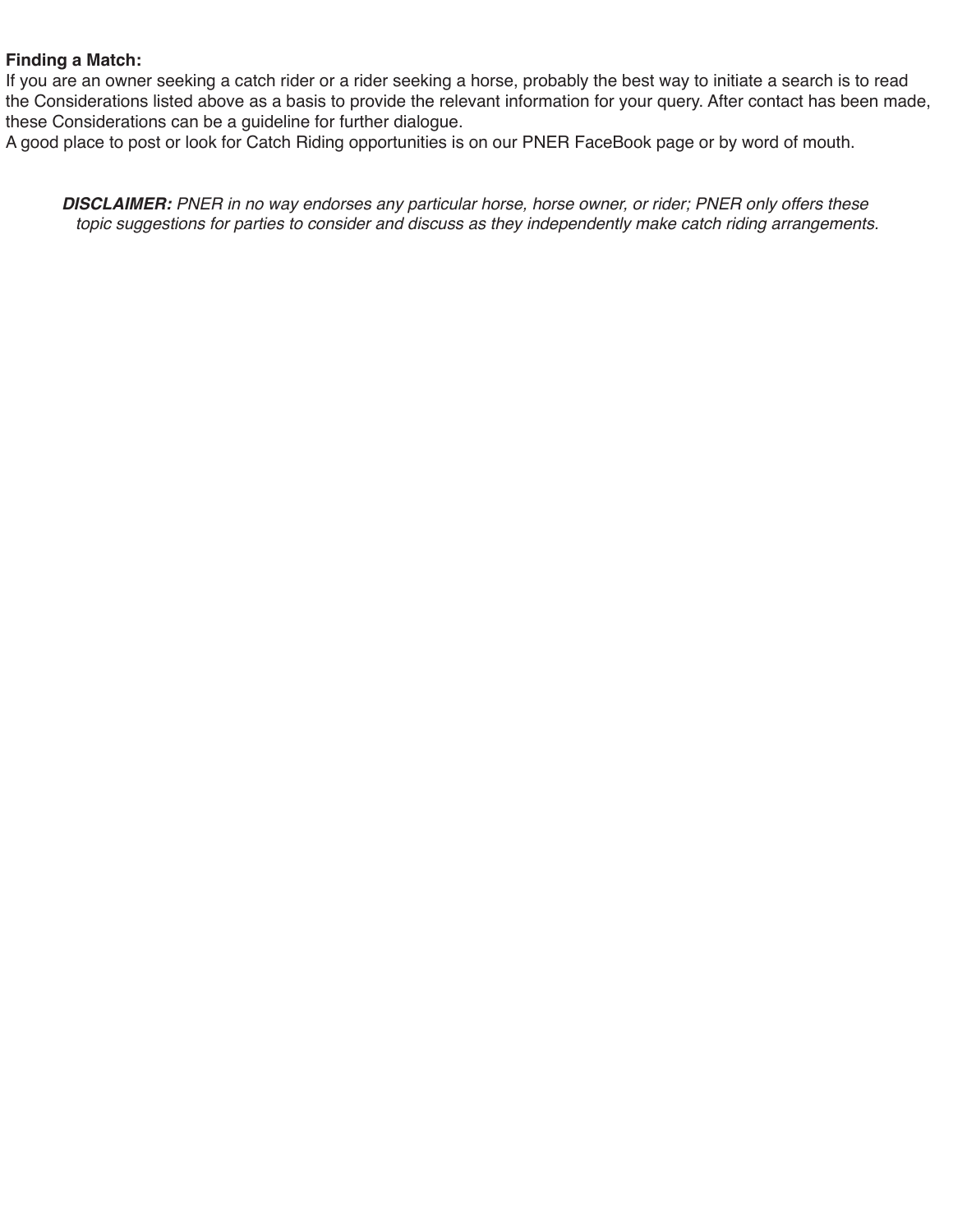**Finding a Match:**

If you are an owner seeking a catch rider or a rider seeking a horse, probably the best way to initiate a search is to read the Considerations listed above as a basis to provide the relevant information for your query. After contact has been made, these Considerations can be a guideline for further dialogue.

A good place to post or look for Catch Riding opportunities is on our PNER FaceBook page or by word of mouth.

***DISCLAIMER:*** *PNER in no way endorses any particular horse, horse owner, or rider; PNER only offers these topic suggestions for parties to consider and discuss as they independently make catch riding arrangements.*